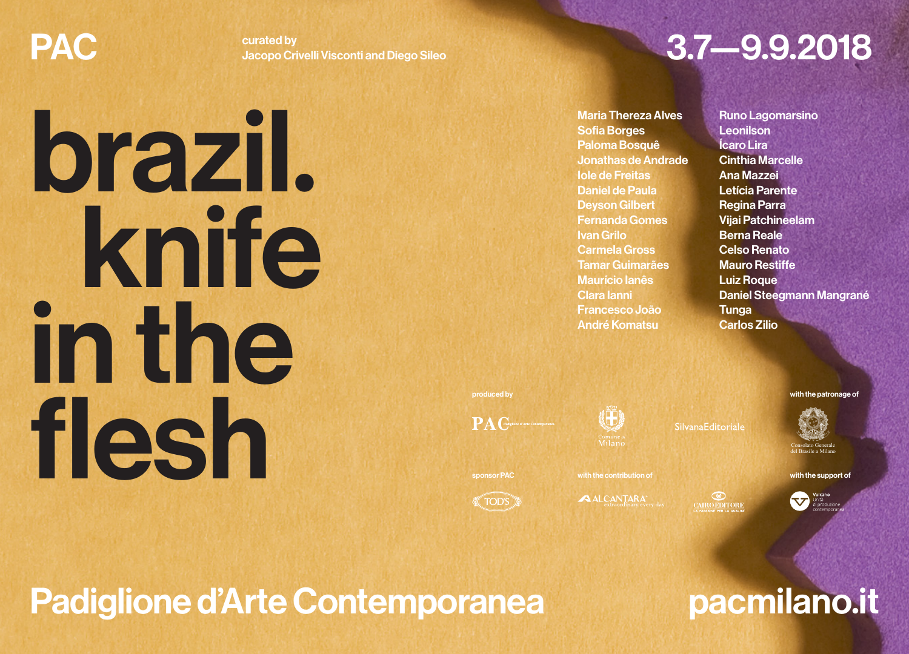PAC

curated by
Jacopo Crivelli Visconti and Diego Sileo

3.7—9.9.2018

# brazil. knife in the flesh

Maria Thereza Alves
Sofia Borges
Paloma Bosquê
Jonathas de Andrade
Iole de Freitas
Daniel de Paula
Deyson Gilbert
Fernanda Gomes
Ivan Grilo
Carmela Gross
Tamar Guimarães
Maurício Ianês
Clara Ianni
Francesco João
André Komatsu
Runo Lagomarsino
Leonilson
Ícaro Lira
Cinthia Marcelle
Ana Mazzei
Letícia Parente
Regina Parra
Vijai Patchineelam
Berna Reale
Celso Renato
Mauro Restiffe
Luiz Roque
Daniel Steegmann Mangrané
Tunga
Carlos Zilio

produced by
PAC Padiglione d'Arte Contemporanea
Comune di Milano
SilvanaEditoriale

with the patronage of
Consolato Generale del Brasile a Milano

sponsor PAC
TOD'S

with the contribution of
ALCANTARA extraordinary every day
CAIRO EDITORE

with the support of
Vulcano Unità di produzione contemporanea

Padiglione d'Arte Contemporanea

pacmilano.it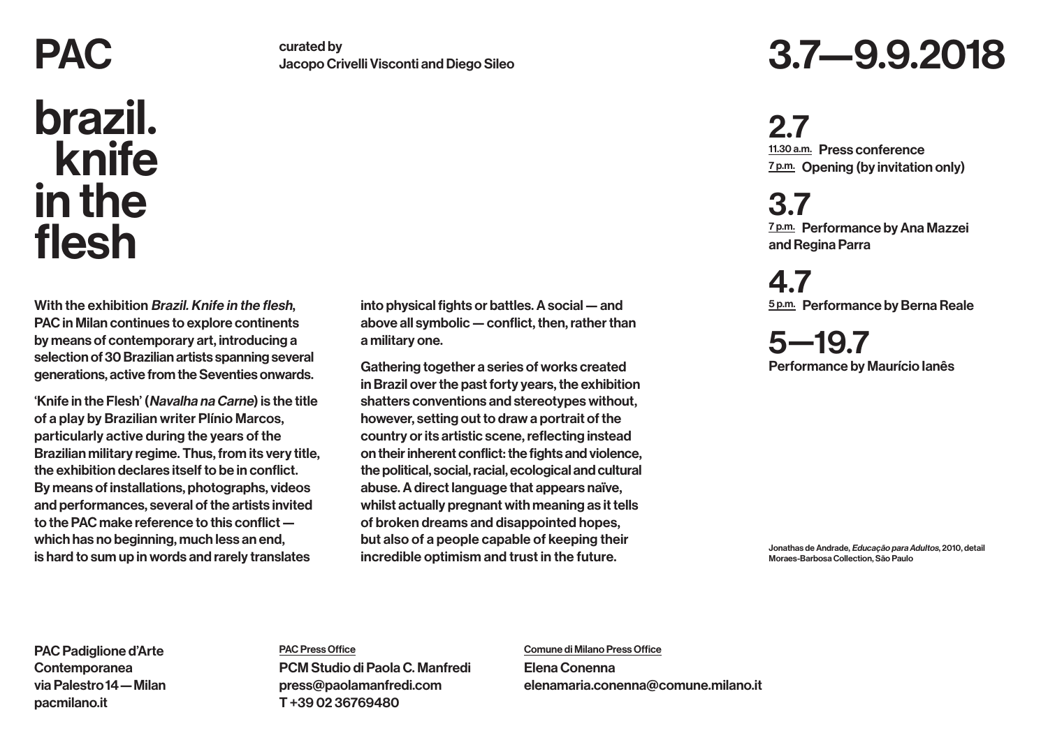# PAC

curated by
Jacopo Crivelli Visconti and Diego Sileo

# brazil. knife in the flesh

## 3.7—9.9.2018

With the exhibition *Brazil. Knife in the flesh*, PAC in Milan continues to explore continents by means of contemporary art, introducing a selection of 30 Brazilian artists spanning several generations, active from the Seventies onwards.

'Knife in the Flesh' (*Navalha na Carne*) is the title of a play by Brazilian writer Plínio Marcos, particularly active during the years of the Brazilian military regime. Thus, from its very title, the exhibition declares itself to be in conflict. By means of installations, photographs, videos and performances, several of the artists invited to the PAC make reference to this conflict — which has no beginning, much less an end, is hard to sum up in words and rarely translates into physical fights or battles. A social — and above all symbolic — conflict, then, rather than a military one.

Gathering together a series of works created in Brazil over the past forty years, the exhibition shatters conventions and stereotypes without, however, setting out to draw a portrait of the country or its artistic scene, reflecting instead on their inherent conflict: the fights and violence, the political, social, racial, ecological and cultural abuse. A direct language that appears naïve, whilst actually pregnant with meaning as it tells of broken dreams and disappointed hopes, but also of a people capable of keeping their incredible optimism and trust in the future.

### 2.7

11.30 a.m. Press conference
7 p.m. Opening (by invitation only)

### 3.7

7 p.m. Performance by Ana Mazzei and Regina Parra

### 4.7

5 p.m. Performance by Berna Reale

### 5—19.7

Performance by Maurício Ianês

Jonathas de Andrade, *Educação para Adultos*, 2010, detail
Moraes-Barbosa Collection, São Paulo

PAC Padiglione d'Arte Contemporanea
via Palestro 14 — Milan
pacmilano.it

PAC Press Office
PCM Studio di Paola C. Manfredi
press@paolamanfredi.com
T +39 02 36769480

Comune di Milano Press Office
Elena Conenna
elenamaria.conenna@comune.milano.it